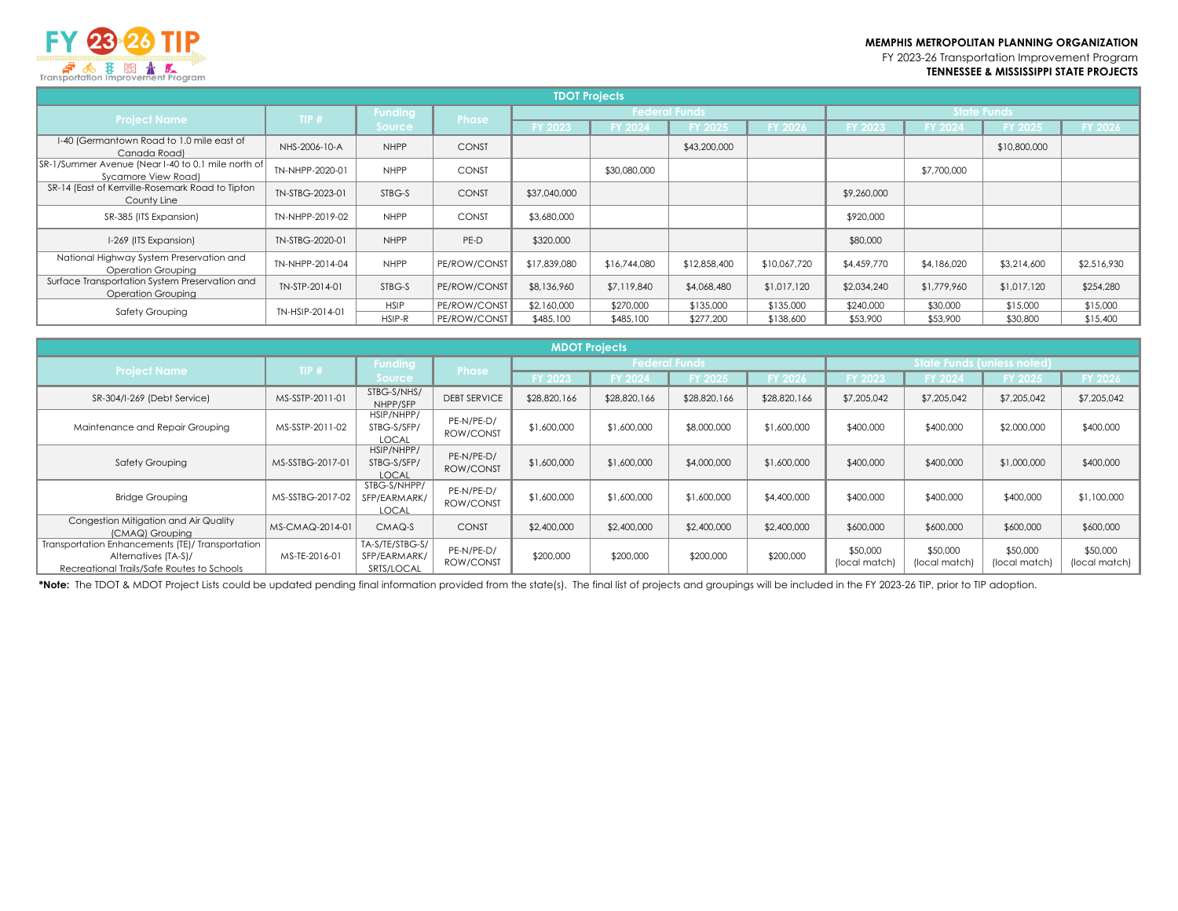**MEMPHIS METROPOLITAN PLANNING ORGANIZATION**
FY 2023-26 Transportation Improvement Program
**TENNESSEE & MISSISSIPPI STATE PROJECTS**

## TDOT Projects

| Project Name | TIP # | Funding Source | Phase | Federal Funds | | | | State Funds | | | |
|---|---|---|---|---|---|---|---|---|---|---|---|
| | | | | FY 2023 | FY 2024 | FY 2025 | FY 2026 | FY 2023 | FY 2024 | FY 2025 | FY 2026 |
| I-40 (Germantown Road to 1.0 mile east of Canada Road) | NHS-2006-10-A | NHPP | CONST | | | $43,200,000 | | | | $10,800,000 | |
| SR-1/Summer Avenue (Near I-40 to 0.1 mile north of Sycamore View Road) | TN-NHPP-2020-01 | NHPP | CONST | | $30,080,000 | | | | $7,700,000 | | |
| SR-14 (East of Kerrville-Rosemark Road to Tipton County Line | TN-STBG-2023-01 | STBG-S | CONST | $37,040,000 | | | | $9,260,000 | | | |
| SR-385 (ITS Expansion) | TN-NHPP-2019-02 | NHPP | CONST | $3,680,000 | | | | $920,000 | | | |
| I-269 (ITS Expansion) | TN-STBG-2020-01 | NHPP | PE-D | $320,000 | | | | $80,000 | | | |
| National Highway System Preservation and Operation Grouping | TN-NHPP-2014-04 | NHPP | PE/ROW/CONST | $17,839,080 | $16,744,080 | $12,858,400 | $10,067,720 | $4,459,770 | $4,186,020 | $3,214,600 | $2,516,930 |
| Surface Transportation System Preservation and Operation Grouping | TN-STP-2014-01 | STBG-S | PE/ROW/CONST | $8,136,960 | $7,119,840 | $4,068,480 | $1,017,120 | $2,034,240 | $1,779,960 | $1,017,120 | $254,280 |
| Safety Grouping | TN-HSIP-2014-01 | HSIP | PE/ROW/CONST | $2,160,000 | $270,000 | $135,000 | $135,000 | $240,000 | $30,000 | $15,000 | $15,000 |
| | | HSIP-R | PE/ROW/CONST | $485,100 | $485,100 | $277,200 | $138,600 | $53,900 | $53,900 | $30,800 | $15,400 |

## MDOT Projects

| Project Name | TIP # | Funding Source | Phase | Federal Funds | | | | State Funds (unless noted) | | | |
|---|---|---|---|---|---|---|---|---|---|---|---|
| | | | | FY 2023 | FY 2024 | FY 2025 | FY 2026 | FY 2023 | FY 2024 | FY 2025 | FY 2026 |
| SR-304/I-269 (Debt Service) | MS-SSTP-2011-01 | STBG-S/NHS/NHPP/SFP | DEBT SERVICE | $28,820,166 | $28,820,166 | $28,820,166 | $28,820,166 | $7,205,042 | $7,205,042 | $7,205,042 | $7,205,042 |
| Maintenance and Repair Grouping | MS-SSTP-2011-02 | HSIP/NHPP/STBG-S/SFP/LOCAL | PE-N/PE-D/ROW/CONST | $1,600,000 | $1,600,000 | $8,000,000 | $1,600,000 | $400,000 | $400,000 | $2,000,000 | $400,000 |
| Safety Grouping | MS-SSTBG-2017-01 | HSIP/NHPP/STBG-S/SFP/LOCAL | PE-N/PE-D/ROW/CONST | $1,600,000 | $1,600,000 | $4,000,000 | $1,600,000 | $400,000 | $400,000 | $1,000,000 | $400,000 |
| Bridge Grouping | MS-SSTBG-2017-02 | STBG-S/NHPP/SFP/EARMARK/LOCAL | PE-N/PE-D/ROW/CONST | $1,600,000 | $1,600,000 | $1,600,000 | $4,400,000 | $400,000 | $400,000 | $400,000 | $1,100,000 |
| Congestion Mitigation and Air Quality (CMAQ) Grouping | MS-CMAQ-2014-01 | CMAQ-S | CONST | $2,400,000 | $2,400,000 | $2,400,000 | $2,400,000 | $600,000 | $600,000 | $600,000 | $600,000 |
| Transportation Enhancements (TE)/ Transportation Alternatives (TA-S)/ Recreational Trails/Safe Routes to Schools | MS-TE-2016-01 | TA-S/TE/STBG-S/SFP/EARMARK/SRTS/LOCAL | PE-N/PE-D/ROW/CONST | $200,000 | $200,000 | $200,000 | $200,000 | $50,000 (local match) | $50,000 (local match) | $50,000 (local match) | $50,000 (local match) |

***Note:** The TDOT & MDOT Project Lists could be updated pending final information provided from the state(s). The final list of projects and groupings will be included in the FY 2023-26 TIP, prior to TIP adoption.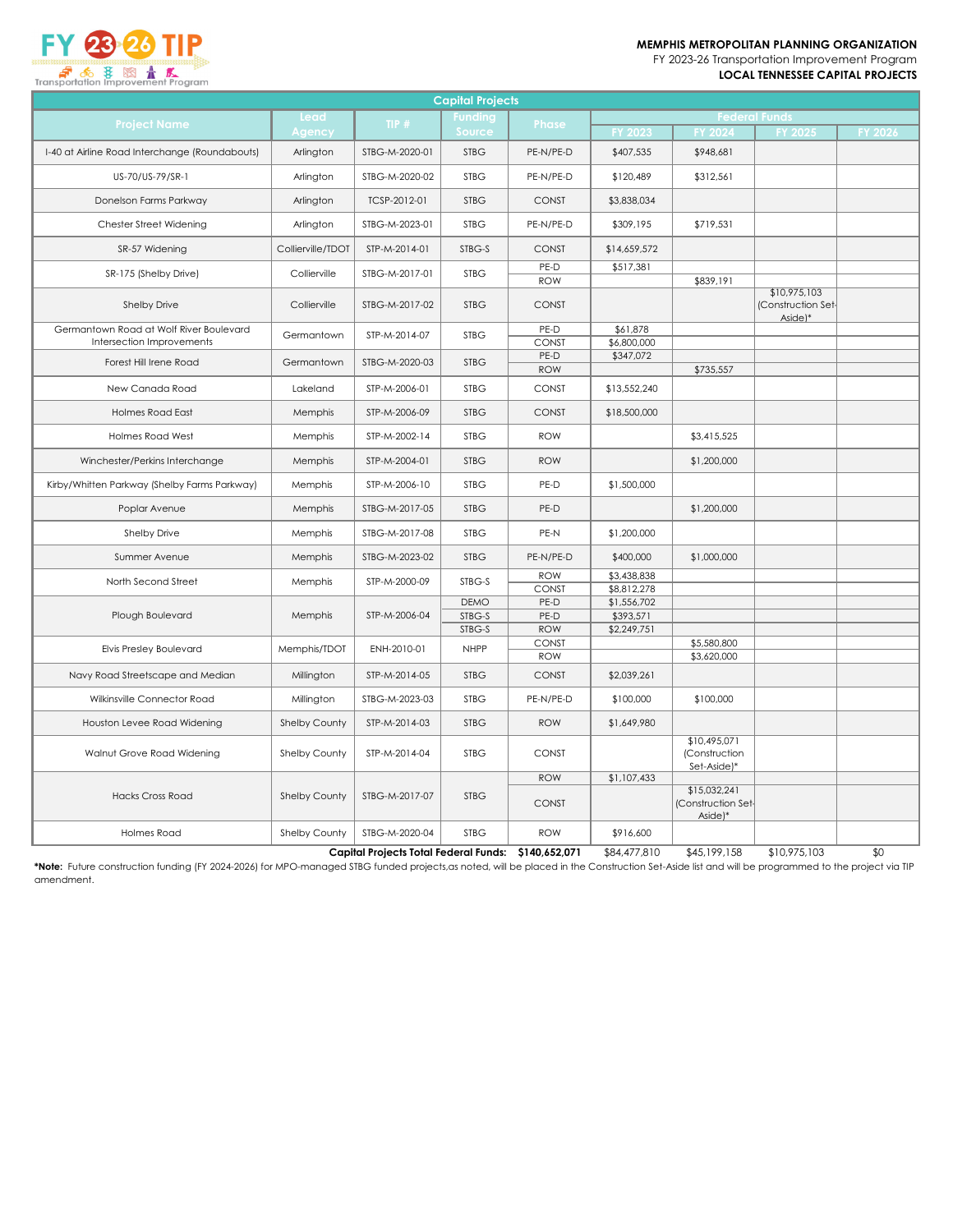**MEMPHIS METROPOLITAN PLANNING ORGANIZATION**
FY 2023-26 Transportation Improvement Program
**LOCAL TENNESSEE CAPITAL PROJECTS**

## Capital Projects

| Project Name | Lead Agency | TIP # | Funding Source | Phase | Federal Funds | | | |
|---|---|---|---|---|---|---|---|---|
| | | | | | FY 2023 | FY 2024 | FY 2025 | FY 2026 |
| I-40 at Airline Road Interchange (Roundabouts) | Arlington | STBG-M-2020-01 | STBG | PE-N/PE-D | $407,535 | $948,681 | | |
| US-70/US-79/SR-1 | Arlington | STBG-M-2020-02 | STBG | PE-N/PE-D | $120,489 | $312,561 | | |
| Donelson Farms Parkway | Arlington | TCSP-2012-01 | STBG | CONST | $3,838,034 | | | |
| Chester Street Widening | Arlington | STBG-M-2023-01 | STBG | PE-N/PE-D | $309,195 | $719,531 | | |
| SR-57 Widening | Collierville/TDOT | STP-M-2014-01 | STBG-S | CONST | $14,659,572 | | | |
| SR-175 (Shelby Drive) | Collierville | STBG-M-2017-01 | STBG | PE-D | $517,381 | | | |
| | | | | ROW | | $839,191 | | |
| Shelby Drive | Collierville | STBG-M-2017-02 | STBG | CONST | | | $10,975,103 (Construction Set-Aside)* | |
| Germantown Road at Wolf River Boulevard Intersection Improvements | Germantown | STP-M-2014-07 | STBG | PE-D | $61,878 | | | |
| | | | | CONST | $6,800,000 | | | |
| Forest Hill Irene Road | Germantown | STBG-M-2020-03 | STBG | PE-D | $347,072 | | | |
| | | | | ROW | | $735,557 | | |
| New Canada Road | Lakeland | STP-M-2006-01 | STBG | CONST | $13,552,240 | | | |
| Holmes Road East | Memphis | STP-M-2006-09 | STBG | CONST | $18,500,000 | | | |
| Holmes Road West | Memphis | STP-M-2002-14 | STBG | ROW | | $3,415,525 | | |
| Winchester/Perkins Interchange | Memphis | STP-M-2004-01 | STBG | ROW | | $1,200,000 | | |
| Kirby/Whitten Parkway (Shelby Farms Parkway) | Memphis | STP-M-2006-10 | STBG | PE-D | $1,500,000 | | | |
| Poplar Avenue | Memphis | STBG-M-2017-05 | STBG | PE-D | | $1,200,000 | | |
| Shelby Drive | Memphis | STBG-M-2017-08 | STBG | PE-N | $1,200,000 | | | |
| Summer Avenue | Memphis | STBG-M-2023-02 | STBG | PE-N/PE-D | $400,000 | $1,000,000 | | |
| North Second Street | Memphis | STP-M-2000-09 | STBG-S | ROW | $3,438,838 | | | |
| | | | | CONST | $8,812,278 | | | |
| Plough Boulevard | Memphis | STP-M-2006-04 | DEMO | PE-D | $1,556,702 | | | |
| | | | STBG-S | PE-D | $393,571 | | | |
| | | | STBG-S | ROW | $2,249,751 | | | |
| Elvis Presley Boulevard | Memphis/TDOT | ENH-2010-01 | NHPP | CONST | | $5,580,800 | | |
| | | | | ROW | | $3,620,000 | | |
| Navy Road Streetscape and Median | Millington | STP-M-2014-05 | STBG | CONST | $2,039,261 | | | |
| Wilkinsville Connector Road | Millington | STBG-M-2023-03 | STBG | PE-N/PE-D | $100,000 | $100,000 | | |
| Houston Levee Road Widening | Shelby County | STP-M-2014-03 | STBG | ROW | $1,649,980 | | | |
| Walnut Grove Road Widening | Shelby County | STP-M-2014-04 | STBG | CONST | | $10,495,071 (Construction Set-Aside)* | | |
| Hacks Cross Road | Shelby County | STBG-M-2017-07 | STBG | ROW | $1,107,433 | | | |
| | | | | CONST | | $15,032,241 (Construction Set-Aside)* | | |
| Holmes Road | Shelby County | STBG-M-2020-04 | STBG | ROW | $916,600 | | | |
| | | | | **Capital Projects Total Federal Funds: $140,652,071** | $84,477,810 | $45,199,158 | $10,975,103 | $0 |

***Note:** Future construction funding (FY 2024-2026) for MPO-managed STBG funded projects,as noted, will be placed in the Construction Set-Aside list and will be programmed to the project via TIP amendment.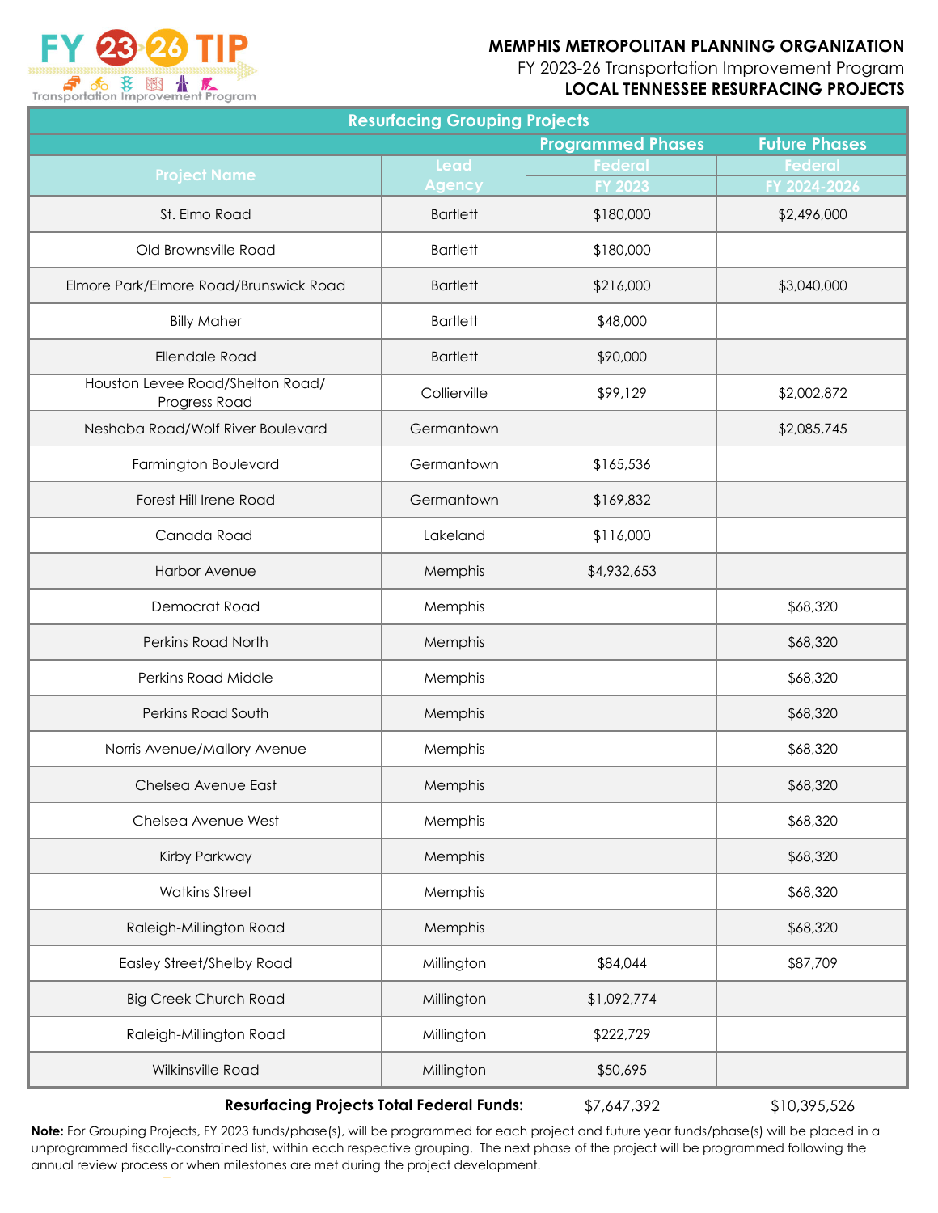**MEMPHIS METROPOLITAN PLANNING ORGANIZATION**
FY 2023-26 Transportation Improvement Program
**LOCAL TENNESSEE RESURFACING PROJECTS**

| Resurfacing Grouping Projects | | | |
|---|---|---|---|
| | | Programmed Phases | Future Phases |
| Project Name | Lead Agency | Federal FY 2023 | Federal FY 2024-2026 |
| St. Elmo Road | Bartlett | $180,000 | $2,496,000 |
| Old Brownsville Road | Bartlett | $180,000 | |
| Elmore Park/Elmore Road/Brunswick Road | Bartlett | $216,000 | $3,040,000 |
| Billy Maher | Bartlett | $48,000 | |
| Ellendale Road | Bartlett | $90,000 | |
| Houston Levee Road/Shelton Road/ Progress Road | Collierville | $99,129 | $2,002,872 |
| Neshoba Road/Wolf River Boulevard | Germantown | | $2,085,745 |
| Farmington Boulevard | Germantown | $165,536 | |
| Forest Hill Irene Road | Germantown | $169,832 | |
| Canada Road | Lakeland | $116,000 | |
| Harbor Avenue | Memphis | $4,932,653 | |
| Democrat Road | Memphis | | $68,320 |
| Perkins Road North | Memphis | | $68,320 |
| Perkins Road Middle | Memphis | | $68,320 |
| Perkins Road South | Memphis | | $68,320 |
| Norris Avenue/Mallory Avenue | Memphis | | $68,320 |
| Chelsea Avenue East | Memphis | | $68,320 |
| Chelsea Avenue West | Memphis | | $68,320 |
| Kirby Parkway | Memphis | | $68,320 |
| Watkins Street | Memphis | | $68,320 |
| Raleigh-Millington Road | Memphis | | $68,320 |
| Easley Street/Shelby Road | Millington | $84,044 | $87,709 |
| Big Creek Church Road | Millington | $1,092,774 | |
| Raleigh-Millington Road | Millington | $222,729 | |
| Wilkinsville Road | Millington | $50,695 | |
| **Resurfacing Projects Total Federal Funds:** | | $7,647,392 | $10,395,526 |

**Note:** For Grouping Projects, FY 2023 funds/phase(s), will be programmed for each project and future year funds/phase(s) will be placed in a unprogrammed fiscally-constrained list, within each respective grouping. The next phase of the project will be programmed following the annual review process or when milestones are met during the project development.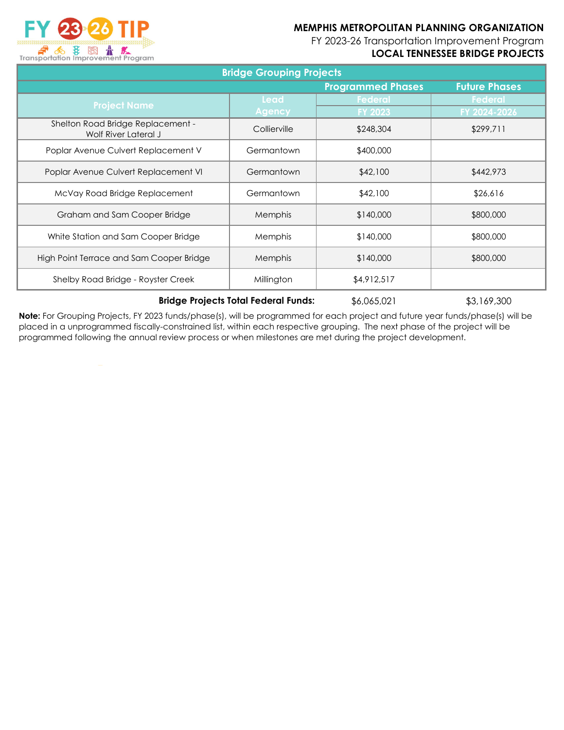**MEMPHIS METROPOLITAN PLANNING ORGANIZATION**
FY 2023-26 Transportation Improvement Program
**LOCAL TENNESSEE BRIDGE PROJECTS**

| Bridge Grouping Projects | | | |
|---|---|---|---|
| | | Programmed Phases | Future Phases |
| Project Name | Lead Agency | Federal FY 2023 | Federal FY 2024-2026 |
| Shelton Road Bridge Replacement - Wolf River Lateral J | Collierville | $248,304 | $299,711 |
| Poplar Avenue Culvert Replacement V | Germantown | $400,000 | |
| Poplar Avenue Culvert Replacement VI | Germantown | $42,100 | $442,973 |
| McVay Road Bridge Replacement | Germantown | $42,100 | $26,616 |
| Graham and Sam Cooper Bridge | Memphis | $140,000 | $800,000 |
| White Station and Sam Cooper Bridge | Memphis | $140,000 | $800,000 |
| High Point Terrace and Sam Cooper Bridge | Memphis | $140,000 | $800,000 |
| Shelby Road Bridge - Royster Creek | Millington | $4,912,517 | |
| | **Bridge Projects Total Federal Funds:** | $6,065,021 | $3,169,300 |

**Note:** For Grouping Projects, FY 2023 funds/phase(s), will be programmed for each project and future year funds/phase(s) will be placed in a unprogrammed fiscally-constrained list, within each respective grouping. The next phase of the project will be programmed following the annual review process or when milestones are met during the project development.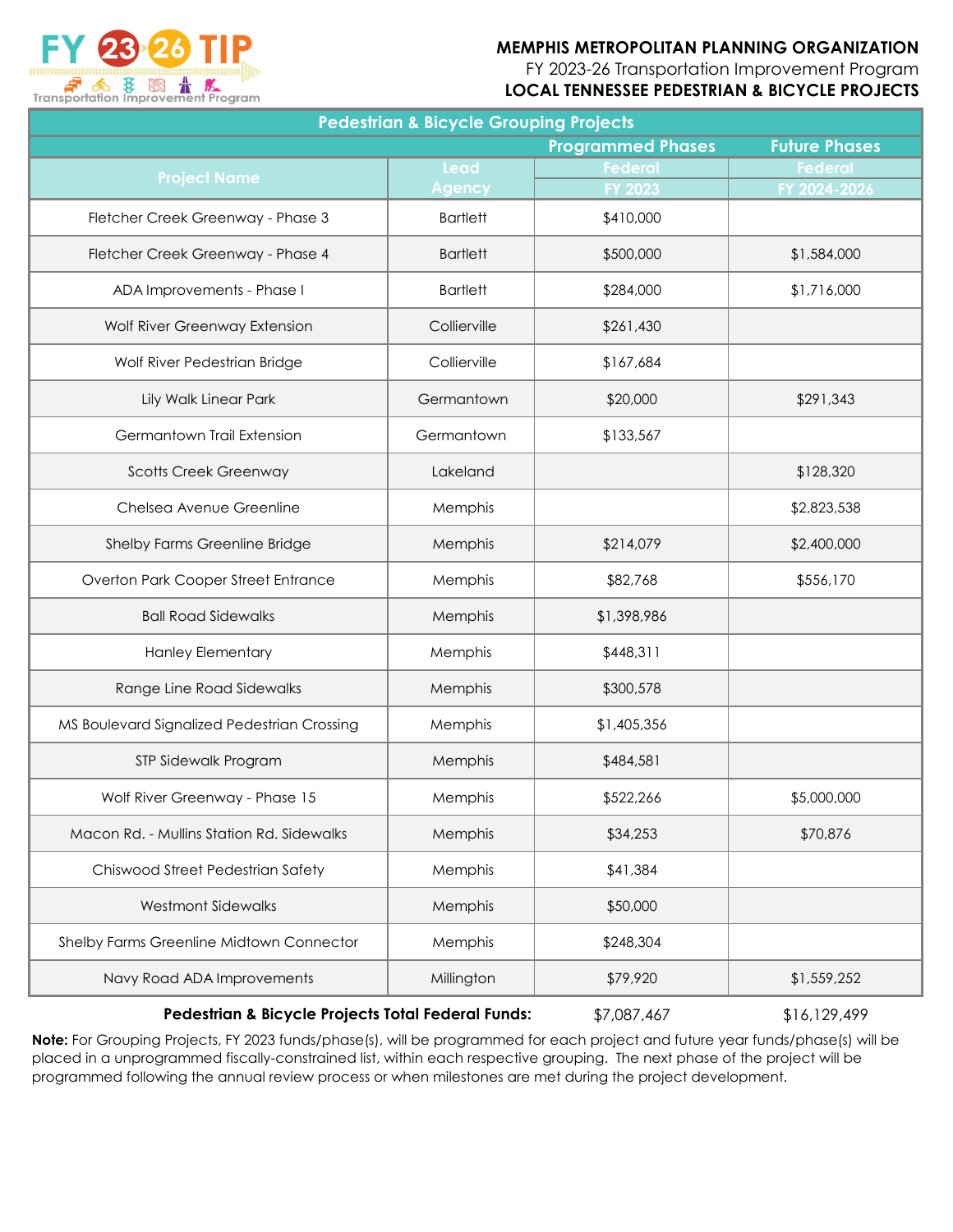**MEMPHIS METROPOLITAN PLANNING ORGANIZATION**
FY 2023-26 Transportation Improvement Program
**LOCAL TENNESSEE PEDESTRIAN & BICYCLE PROJECTS**

| Pedestrian & Bicycle Grouping Projects | | | |
|---|---|---|---|
| | | Programmed Phases | Future Phases |
| Project Name | Lead Agency | Federal FY 2023 | Federal FY 2024-2026 |
| Fletcher Creek Greenway - Phase 3 | Bartlett | $410,000 | |
| Fletcher Creek Greenway - Phase 4 | Bartlett | $500,000 | $1,584,000 |
| ADA Improvements - Phase I | Bartlett | $284,000 | $1,716,000 |
| Wolf River Greenway Extension | Collierville | $261,430 | |
| Wolf River Pedestrian Bridge | Collierville | $167,684 | |
| Lily Walk Linear Park | Germantown | $20,000 | $291,343 |
| Germantown Trail Extension | Germantown | $133,567 | |
| Scotts Creek Greenway | Lakeland | | $128,320 |
| Chelsea Avenue Greenline | Memphis | | $2,823,538 |
| Shelby Farms Greenline Bridge | Memphis | $214,079 | $2,400,000 |
| Overton Park Cooper Street Entrance | Memphis | $82,768 | $556,170 |
| Ball Road Sidewalks | Memphis | $1,398,986 | |
| Hanley Elementary | Memphis | $448,311 | |
| Range Line Road Sidewalks | Memphis | $300,578 | |
| MS Boulevard Signalized Pedestrian Crossing | Memphis | $1,405,356 | |
| STP Sidewalk Program | Memphis | $484,581 | |
| Wolf River Greenway - Phase 15 | Memphis | $522,266 | $5,000,000 |
| Macon Rd. - Mullins Station Rd. Sidewalks | Memphis | $34,253 | $70,876 |
| Chiswood Street Pedestrian Safety | Memphis | $41,384 | |
| Westmont Sidewalks | Memphis | $50,000 | |
| Shelby Farms Greenline Midtown Connector | Memphis | $248,304 | |
| Navy Road ADA Improvements | Millington | $79,920 | $1,559,252 |
| **Pedestrian & Bicycle Projects Total Federal Funds:** | | $7,087,467 | $16,129,499 |

**Note:** For Grouping Projects, FY 2023 funds/phase(s), will be programmed for each project and future year funds/phase(s) will be placed in a unprogrammed fiscally-constrained list, within each respective grouping. The next phase of the project will be programmed following the annual review process or when milestones are met during the project development.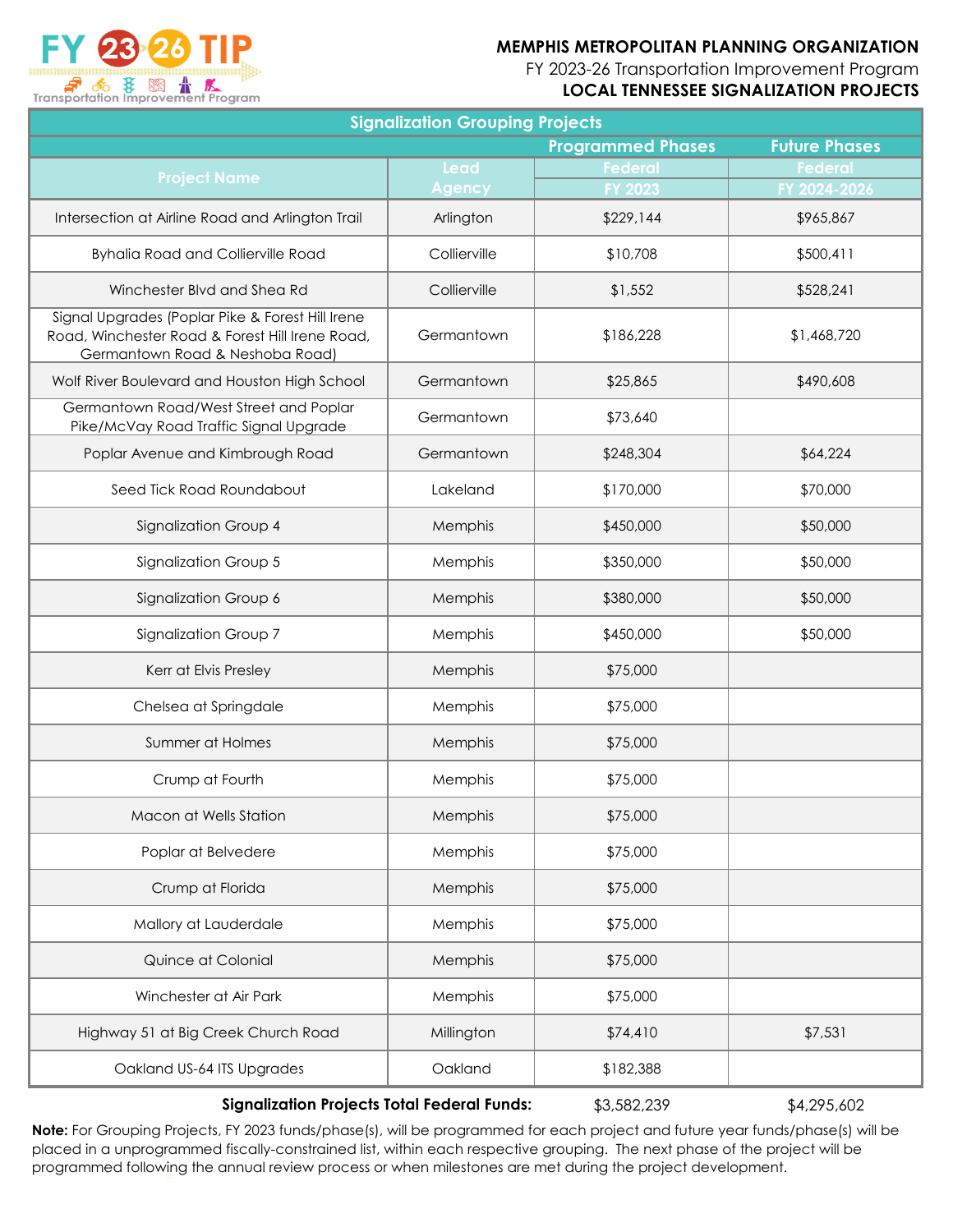**MEMPHIS METROPOLITAN PLANNING ORGANIZATION**
FY 2023-26 Transportation Improvement Program
**LOCAL TENNESSEE SIGNALIZATION PROJECTS**

| Signalization Grouping Projects | | | |
|---|---|---|---|
| | | Programmed Phases | Future Phases |
| Project Name | Lead Agency | Federal FY 2023 | Federal FY 2024-2026 |
| Intersection at Airline Road and Arlington Trail | Arlington | $229,144 | $965,867 |
| Byhalia Road and Collierville Road | Collierville | $10,708 | $500,411 |
| Winchester Blvd and Shea Rd | Collierville | $1,552 | $528,241 |
| Signal Upgrades (Poplar Pike & Forest Hill Irene Road, Winchester Road & Forest Hill Irene Road, Germantown Road & Neshoba Road) | Germantown | $186,228 | $1,468,720 |
| Wolf River Boulevard and Houston High School | Germantown | $25,865 | $490,608 |
| Germantown Road/West Street and Poplar Pike/McVay Road Traffic Signal Upgrade | Germantown | $73,640 | |
| Poplar Avenue and Kimbrough Road | Germantown | $248,304 | $64,224 |
| Seed Tick Road Roundabout | Lakeland | $170,000 | $70,000 |
| Signalization Group 4 | Memphis | $450,000 | $50,000 |
| Signalization Group 5 | Memphis | $350,000 | $50,000 |
| Signalization Group 6 | Memphis | $380,000 | $50,000 |
| Signalization Group 7 | Memphis | $450,000 | $50,000 |
| Kerr at Elvis Presley | Memphis | $75,000 | |
| Chelsea at Springdale | Memphis | $75,000 | |
| Summer at Holmes | Memphis | $75,000 | |
| Crump at Fourth | Memphis | $75,000 | |
| Macon at Wells Station | Memphis | $75,000 | |
| Poplar at Belvedere | Memphis | $75,000 | |
| Crump at Florida | Memphis | $75,000 | |
| Mallory at Lauderdale | Memphis | $75,000 | |
| Quince at Colonial | Memphis | $75,000 | |
| Winchester at Air Park | Memphis | $75,000 | |
| Highway 51 at Big Creek Church Road | Millington | $74,410 | $7,531 |
| Oakland US-64 ITS Upgrades | Oakland | $182,388 | |
| **Signalization Projects Total Federal Funds:** | | $3,582,239 | $4,295,602 |

**Note:** For Grouping Projects, FY 2023 funds/phase(s), will be programmed for each project and future year funds/phase(s) will be placed in a unprogrammed fiscally-constrained list, within each respective grouping. The next phase of the project will be programmed following the annual review process or when milestones are met during the project development.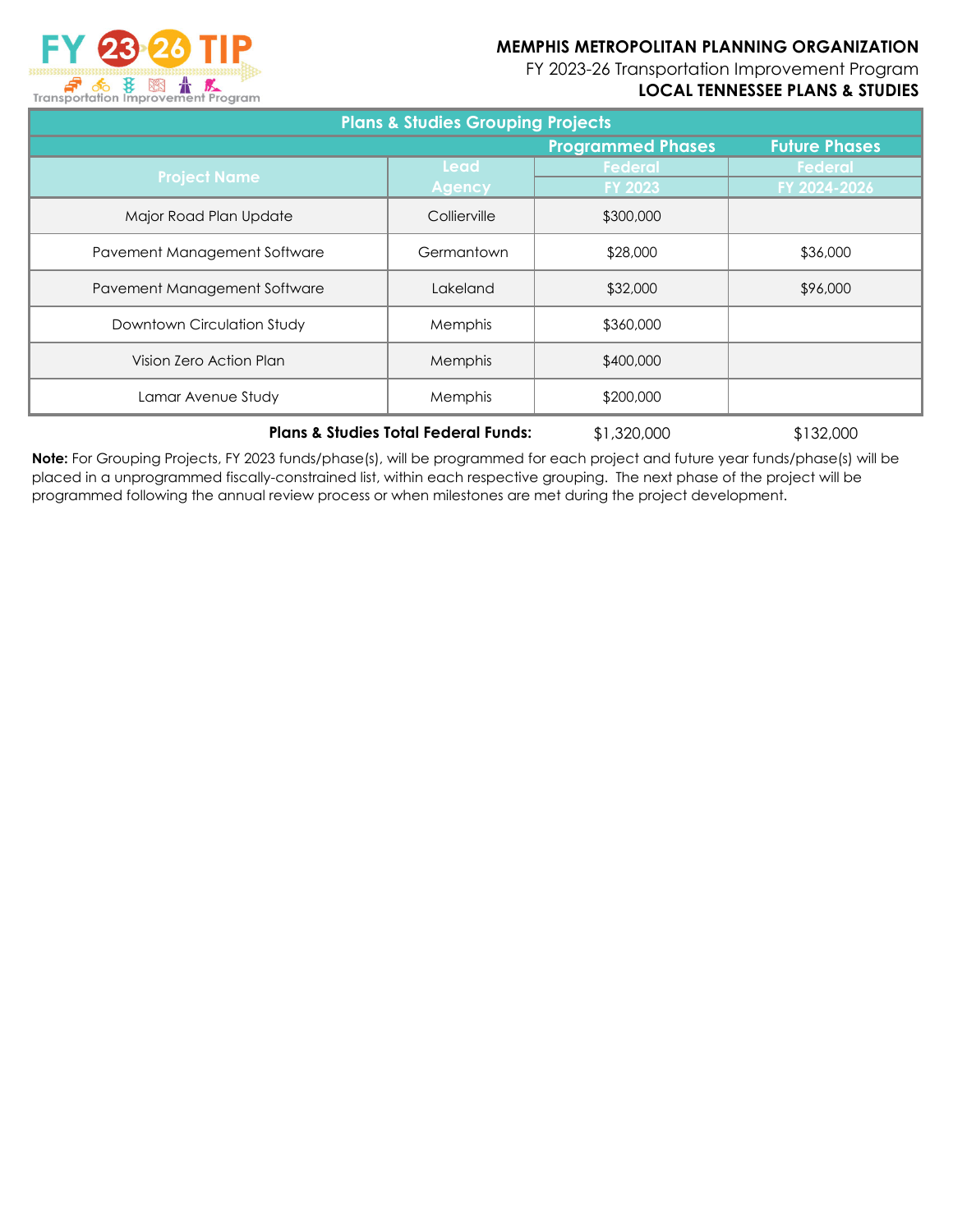**MEMPHIS METROPOLITAN PLANNING ORGANIZATION**
FY 2023-26 Transportation Improvement Program
**LOCAL TENNESSEE PLANS & STUDIES**

| Plans & Studies Grouping Projects | | | |
|---|---|---|---|
| | | Programmed Phases | Future Phases |
| Project Name | Lead Agency | Federal FY 2023 | Federal FY 2024-2026 |
| Major Road Plan Update | Collierville | $300,000 | |
| Pavement Management Software | Germantown | $28,000 | $36,000 |
| Pavement Management Software | Lakeland | $32,000 | $96,000 |
| Downtown Circulation Study | Memphis | $360,000 | |
| Vision Zero Action Plan | Memphis | $400,000 | |
| Lamar Avenue Study | Memphis | $200,000 | |
| **Plans & Studies Total Federal Funds:** | | $1,320,000 | $132,000 |

**Note:** For Grouping Projects, FY 2023 funds/phase(s), will be programmed for each project and future year funds/phase(s) will be placed in a unprogrammed fiscally-constrained list, within each respective grouping. The next phase of the project will be programmed following the annual review process or when milestones are met during the project development.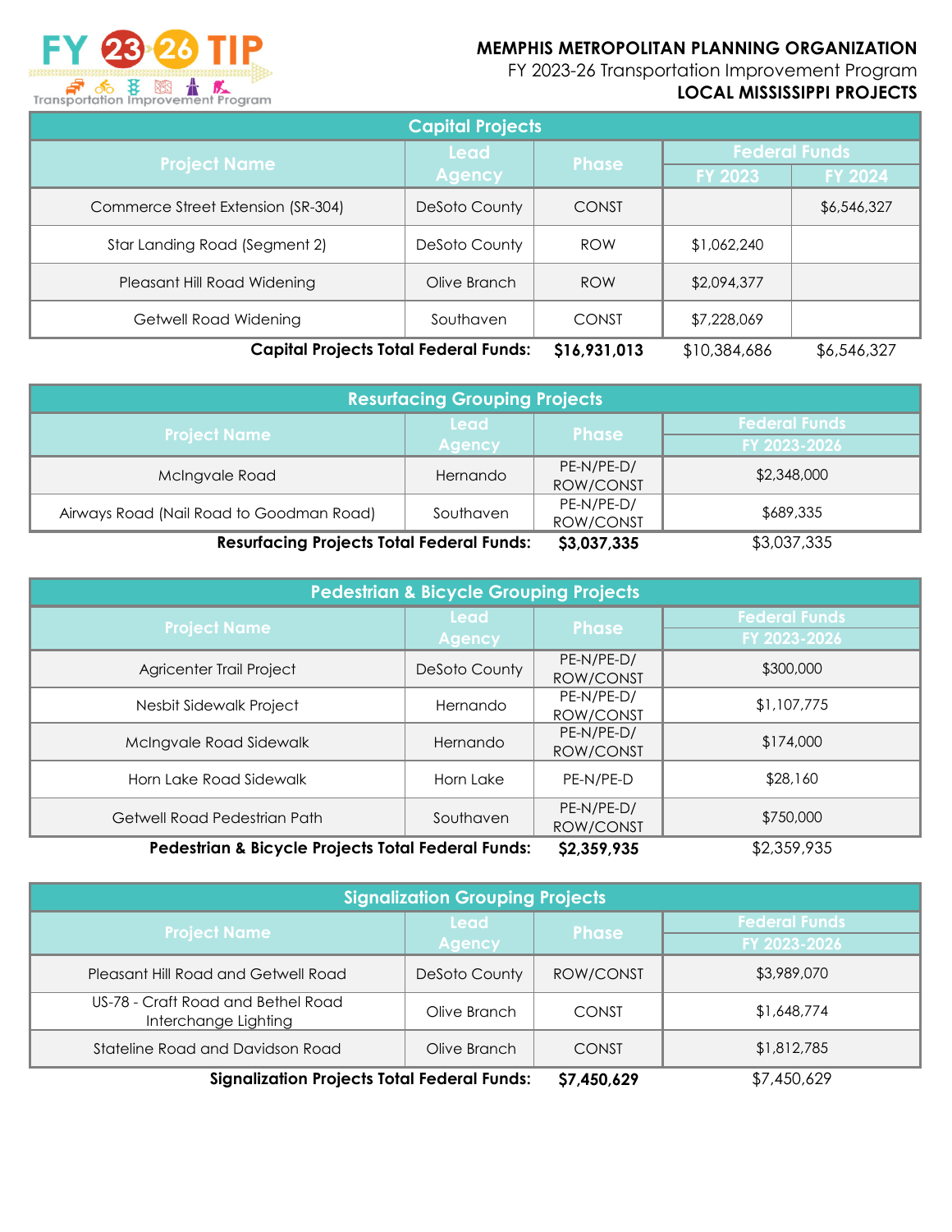# MEMPHIS METROPOLITAN PLANNING ORGANIZATION

FY 2023-26 Transportation Improvement Program

**LOCAL MISSISSIPPI PROJECTS**

## Capital Projects

| Project Name | Lead Agency | Phase | Federal Funds | |
|---|---|---|---|---|
| | | | FY 2023 | FY 2024 |
| Commerce Street Extension (SR-304) | DeSoto County | CONST | | $6,546,327 |
| Star Landing Road (Segment 2) | DeSoto County | ROW | $1,062,240 | |
| Pleasant Hill Road Widening | Olive Branch | ROW | $2,094,377 | |
| Getwell Road Widening | Southaven | CONST | $7,228,069 | |
| | **Capital Projects Total Federal Funds:** | **$16,931,013** | $10,384,686 | $6,546,327 |

## Resurfacing Grouping Projects

| Project Name | Lead Agency | Phase | Federal Funds FY 2023-2026 |
|---|---|---|---|
| McIngvale Road | Hernando | PE-N/PE-D/ ROW/CONST | $2,348,000 |
| Airways Road (Nail Road to Goodman Road) | Southaven | PE-N/PE-D/ ROW/CONST | $689,335 |
| | **Resurfacing Projects Total Federal Funds:** | **$3,037,335** | $3,037,335 |

## Pedestrian & Bicycle Grouping Projects

| Project Name | Lead Agency | Phase | Federal Funds FY 2023-2026 |
|---|---|---|---|
| Agricenter Trail Project | DeSoto County | PE-N/PE-D/ ROW/CONST | $300,000 |
| Nesbit Sidewalk Project | Hernando | PE-N/PE-D/ ROW/CONST | $1,107,775 |
| McIngvale Road Sidewalk | Hernando | PE-N/PE-D/ ROW/CONST | $174,000 |
| Horn Lake Road Sidewalk | Horn Lake | PE-N/PE-D | $28,160 |
| Getwell Road Pedestrian Path | Southaven | PE-N/PE-D/ ROW/CONST | $750,000 |
| | **Pedestrian & Bicycle Projects Total Federal Funds:** | **$2,359,935** | $2,359,935 |

## Signalization Grouping Projects

| Project Name | Lead Agency | Phase | Federal Funds FY 2023-2026 |
|---|---|---|---|
| Pleasant Hill Road and Getwell Road | DeSoto County | ROW/CONST | $3,989,070 |
| US-78 - Craft Road and Bethel Road Interchange Lighting | Olive Branch | CONST | $1,648,774 |
| Stateline Road and Davidson Road | Olive Branch | CONST | $1,812,785 |
| | **Signalization Projects Total Federal Funds:** | **$7,450,629** | $7,450,629 |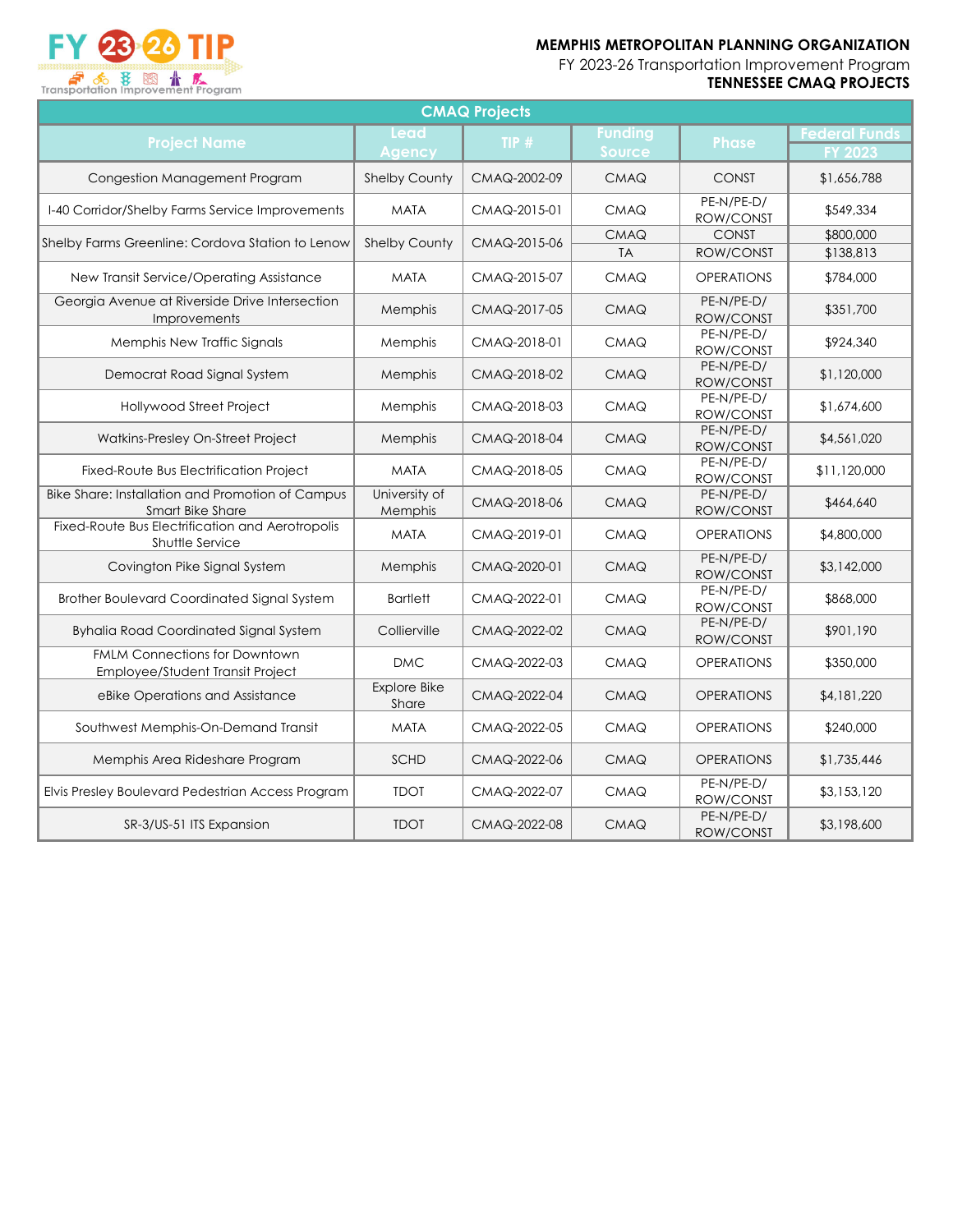# MEMPHIS METROPOLITAN PLANNING ORGANIZATION

FY 2023-26 Transportation Improvement Program

**TENNESSEE CMAQ PROJECTS**

| CMAQ Projects | | | | | |
|---|---|---|---|---|---|
| Project Name | Lead Agency | TIP # | Funding Source | Phase | Federal Funds FY 2023 |
| Congestion Management Program | Shelby County | CMAQ-2002-09 | CMAQ | CONST | $1,656,788 |
| I-40 Corridor/Shelby Farms Service Improvements | MATA | CMAQ-2015-01 | CMAQ | PE-N/PE-D/ ROW/CONST | $549,334 |
| Shelby Farms Greenline: Cordova Station to Lenow | Shelby County | CMAQ-2015-06 | CMAQ | CONST | $800,000 |
| | | | TA | ROW/CONST | $138,813 |
| New Transit Service/Operating Assistance | MATA | CMAQ-2015-07 | CMAQ | OPERATIONS | $784,000 |
| Georgia Avenue at Riverside Drive Intersection Improvements | Memphis | CMAQ-2017-05 | CMAQ | PE-N/PE-D/ ROW/CONST | $351,700 |
| Memphis New Traffic Signals | Memphis | CMAQ-2018-01 | CMAQ | PE-N/PE-D/ ROW/CONST | $924,340 |
| Democrat Road Signal System | Memphis | CMAQ-2018-02 | CMAQ | PE-N/PE-D/ ROW/CONST | $1,120,000 |
| Hollywood Street Project | Memphis | CMAQ-2018-03 | CMAQ | PE-N/PE-D/ ROW/CONST | $1,674,600 |
| Watkins-Presley On-Street Project | Memphis | CMAQ-2018-04 | CMAQ | PE-N/PE-D/ ROW/CONST | $4,561,020 |
| Fixed-Route Bus Electrification Project | MATA | CMAQ-2018-05 | CMAQ | PE-N/PE-D/ ROW/CONST | $11,120,000 |
| Bike Share: Installation and Promotion of Campus Smart Bike Share | University of Memphis | CMAQ-2018-06 | CMAQ | PE-N/PE-D/ ROW/CONST | $464,640 |
| Fixed-Route Bus Electrification and Aerotropolis Shuttle Service | MATA | CMAQ-2019-01 | CMAQ | OPERATIONS | $4,800,000 |
| Covington Pike Signal System | Memphis | CMAQ-2020-01 | CMAQ | PE-N/PE-D/ ROW/CONST | $3,142,000 |
| Brother Boulevard Coordinated Signal System | Bartlett | CMAQ-2022-01 | CMAQ | PE-N/PE-D/ ROW/CONST | $868,000 |
| Byhalia Road Coordinated Signal System | Collierville | CMAQ-2022-02 | CMAQ | PE-N/PE-D/ ROW/CONST | $901,190 |
| FMLM Connections for Downtown Employee/Student Transit Project | DMC | CMAQ-2022-03 | CMAQ | OPERATIONS | $350,000 |
| eBike Operations and Assistance | Explore Bike Share | CMAQ-2022-04 | CMAQ | OPERATIONS | $4,181,220 |
| Southwest Memphis-On-Demand Transit | MATA | CMAQ-2022-05 | CMAQ | OPERATIONS | $240,000 |
| Memphis Area Rideshare Program | SCHD | CMAQ-2022-06 | CMAQ | OPERATIONS | $1,735,446 |
| Elvis Presley Boulevard Pedestrian Access Program | TDOT | CMAQ-2022-07 | CMAQ | PE-N/PE-D/ ROW/CONST | $3,153,120 |
| SR-3/US-51 ITS Expansion | TDOT | CMAQ-2022-08 | CMAQ | PE-N/PE-D/ ROW/CONST | $3,198,600 |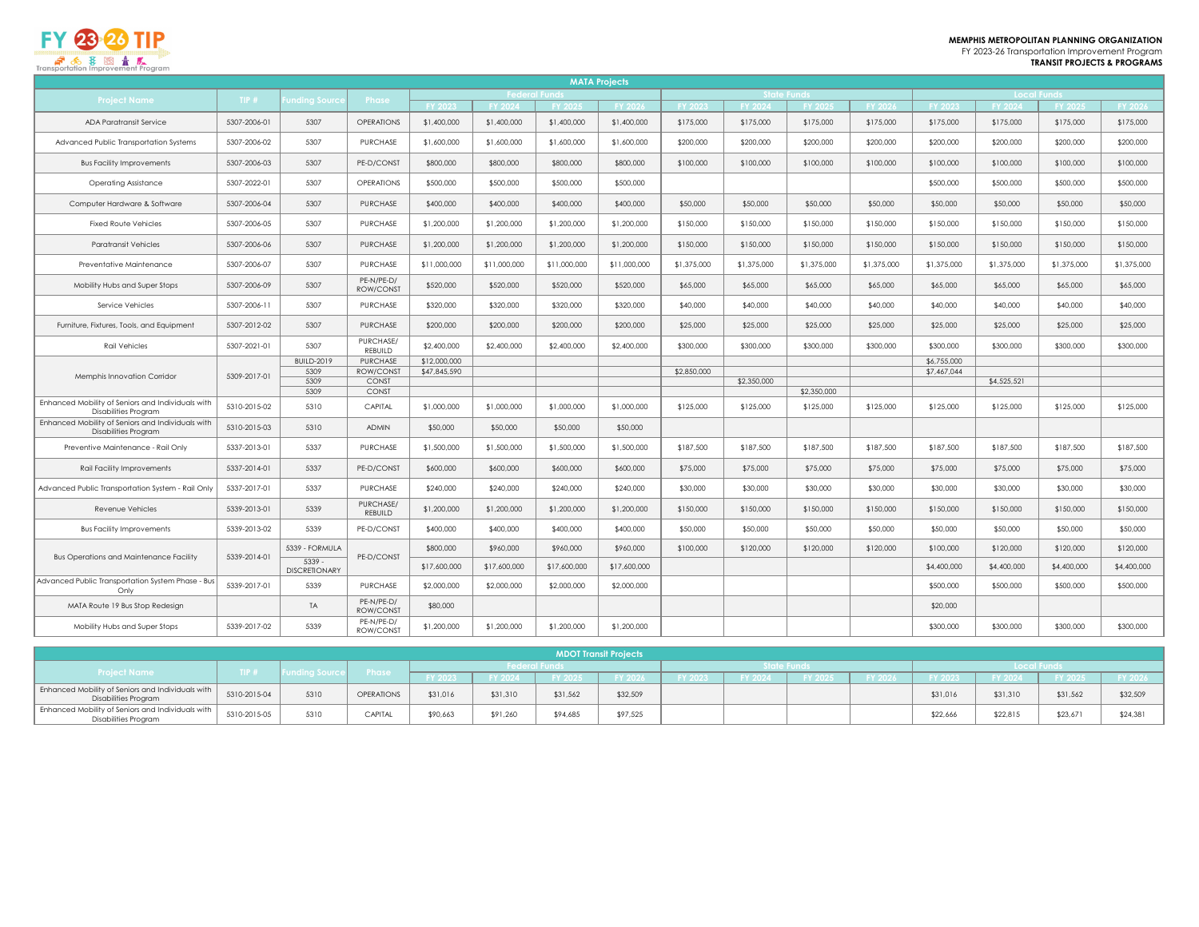## MATA Projects

| Project Name | TIP # | Funding Source | Phase | Federal Funds | | | | State Funds | | | | Local Funds | | | |
|---|---|---|---|---|---|---|---|---|---|---|---|---|---|---|---|
| | | | | FY 2023 | FY 2024 | FY 2025 | FY 2026 | FY 2023 | FY 2024 | FY 2025 | FY 2026 | FY 2023 | FY 2024 | FY 2025 | FY 2026 |
| ADA Paratransit Service | 5307-2006-01 | 5307 | OPERATIONS | $1,400,000 | $1,400,000 | $1,400,000 | $1,400,000 | $175,000 | $175,000 | $175,000 | $175,000 | $175,000 | $175,000 | $175,000 | $175,000 |
| Advanced Public Transportation Systems | 5307-2006-02 | 5307 | PURCHASE | $1,600,000 | $1,600,000 | $1,600,000 | $1,600,000 | $200,000 | $200,000 | $200,000 | $200,000 | $200,000 | $200,000 | $200,000 | $200,000 |
| Bus Facility Improvements | 5307-2006-03 | 5307 | PE-D/CONST | $800,000 | $800,000 | $800,000 | $800,000 | $100,000 | $100,000 | $100,000 | $100,000 | $100,000 | $100,000 | $100,000 | $100,000 |
| Operating Assistance | 5307-2022-01 | 5307 | OPERATIONS | $500,000 | $500,000 | $500,000 | $500,000 | | | | | $500,000 | $500,000 | $500,000 | $500,000 |
| Computer Hardware & Software | 5307-2006-04 | 5307 | PURCHASE | $400,000 | $400,000 | $400,000 | $400,000 | $50,000 | $50,000 | $50,000 | $50,000 | $50,000 | $50,000 | $50,000 | $50,000 |
| Fixed Route Vehicles | 5307-2006-05 | 5307 | PURCHASE | $1,200,000 | $1,200,000 | $1,200,000 | $1,200,000 | $150,000 | $150,000 | $150,000 | $150,000 | $150,000 | $150,000 | $150,000 | $150,000 |
| Paratransit Vehicles | 5307-2006-06 | 5307 | PURCHASE | $1,200,000 | $1,200,000 | $1,200,000 | $1,200,000 | $150,000 | $150,000 | $150,000 | $150,000 | $150,000 | $150,000 | $150,000 | $150,000 |
| Preventative Maintenance | 5307-2006-07 | 5307 | PURCHASE | $11,000,000 | $11,000,000 | $11,000,000 | $11,000,000 | $1,375,000 | $1,375,000 | $1,375,000 | $1,375,000 | $1,375,000 | $1,375,000 | $1,375,000 | $1,375,000 |
| Mobility Hubs and Super Stops | 5307-2006-09 | 5307 | PE-N/PE-D/ ROW/CONST | $520,000 | $520,000 | $520,000 | $520,000 | $65,000 | $65,000 | $65,000 | $65,000 | $65,000 | $65,000 | $65,000 | $65,000 |
| Service Vehicles | 5307-2006-11 | 5307 | PURCHASE | $320,000 | $320,000 | $320,000 | $320,000 | $40,000 | $40,000 | $40,000 | $40,000 | $40,000 | $40,000 | $40,000 | $40,000 |
| Furniture, Fixtures, Tools, and Equipment | 5307-2012-02 | 5307 | PURCHASE | $200,000 | $200,000 | $200,000 | $200,000 | $25,000 | $25,000 | $25,000 | $25,000 | $25,000 | $25,000 | $25,000 | $25,000 |
| Rail Vehicles | 5307-2021-01 | 5307 | PURCHASE/ REBUILD | $2,400,000 | $2,400,000 | $2,400,000 | $2,400,000 | $300,000 | $300,000 | $300,000 | $300,000 | $300,000 | $300,000 | $300,000 | $300,000 |
| Memphis Innovation Corridor | 5309-2017-01 | BUILD-2019 | PURCHASE | $12,000,000 | | | | | | | | $6,755,000 | | | |
| | | 5309 | ROW/CONST | $47,845,590 | | | | $2,850,000 | | | | $7,467,044 | | | |
| | | 5309 | CONST | | | | | | $2,350,000 | | | | $4,525,521 | | |
| | | 5309 | CONST | | | | | | | $2,350,000 | | | | | |
| Enhanced Mobility of Seniors and Individuals with Disabilities Program | 5310-2015-02 | 5310 | CAPITAL | $1,000,000 | $1,000,000 | $1,000,000 | $1,000,000 | $125,000 | $125,000 | $125,000 | $125,000 | $125,000 | $125,000 | $125,000 | $125,000 |
| Enhanced Mobility of Seniors and Individuals with Disabilities Program | 5310-2015-03 | 5310 | ADMIN | $50,000 | $50,000 | $50,000 | $50,000 | | | | | | | | |
| Preventive Maintenance - Rail Only | 5337-2013-01 | 5337 | PURCHASE | $1,500,000 | $1,500,000 | $1,500,000 | $1,500,000 | $187,500 | $187,500 | $187,500 | $187,500 | $187,500 | $187,500 | $187,500 | $187,500 |
| Rail Facility Improvements | 5337-2014-01 | 5337 | PE-D/CONST | $600,000 | $600,000 | $600,000 | $600,000 | $75,000 | $75,000 | $75,000 | $75,000 | $75,000 | $75,000 | $75,000 | $75,000 |
| Advanced Public Transportation System - Rail Only | 5337-2017-01 | 5337 | PURCHASE | $240,000 | $240,000 | $240,000 | $240,000 | $30,000 | $30,000 | $30,000 | $30,000 | $30,000 | $30,000 | $30,000 | $30,000 |
| Revenue Vehicles | 5339-2013-01 | 5339 | PURCHASE/ REBUILD | $1,200,000 | $1,200,000 | $1,200,000 | $1,200,000 | $150,000 | $150,000 | $150,000 | $150,000 | $150,000 | $150,000 | $150,000 | $150,000 |
| Bus Facility Improvements | 5339-2013-02 | 5339 | PE-D/CONST | $400,000 | $400,000 | $400,000 | $400,000 | $50,000 | $50,000 | $50,000 | $50,000 | $50,000 | $50,000 | $50,000 | $50,000 |
| Bus Operations and Maintenance Facility | 5339-2014-01 | 5339 - FORMULA | PE-D/CONST | $800,000 | $960,000 | $960,000 | $960,000 | $100,000 | $120,000 | $120,000 | $120,000 | $100,000 | $120,000 | $120,000 | $120,000 |
| | | 5339 - DISCRETIONARY | | $17,600,000 | $17,600,000 | $17,600,000 | $17,600,000 | | | | | $4,400,000 | $4,400,000 | $4,400,000 | $4,400,000 |
| Advanced Public Transportation System Phase - Bus Only | 5339-2017-01 | 5339 | PURCHASE | $2,000,000 | $2,000,000 | $2,000,000 | $2,000,000 | | | | | $500,000 | $500,000 | $500,000 | $500,000 |
| MATA Route 19 Bus Stop Redesign | | TA | PE-N/PE-D/ ROW/CONST | $80,000 | | | | | | | | $20,000 | | | |
| Mobility Hubs and Super Stops | 5339-2017-02 | 5339 | PE-N/PE-D/ ROW/CONST | $1,200,000 | $1,200,000 | $1,200,000 | $1,200,000 | | | | | $300,000 | $300,000 | $300,000 | $300,000 |

## MDOT Transit Projects

| Project Name | TIP # | Funding Source | Phase | Federal Funds | | | | State Funds | | | | Local Funds | | | |
|---|---|---|---|---|---|---|---|---|---|---|---|---|---|---|---|
| | | | | FY 2023 | FY 2024 | FY 2025 | FY 2026 | FY 2023 | FY 2024 | FY 2025 | FY 2026 | FY 2023 | FY 2024 | FY 2025 | FY 2026 |
| Enhanced Mobility of Seniors and Individuals with Disabilities Program | 5310-2015-04 | 5310 | OPERATIONS | $31,016 | $31,310 | $31,562 | $32,509 | | | | | $31,016 | $31,310 | $31,562 | $32,509 |
| Enhanced Mobility of Seniors and Individuals with Disabilities Program | 5310-2015-05 | 5310 | CAPITAL | $90,663 | $91,260 | $94,685 | $97,525 | | | | | $22,666 | $22,815 | $23,671 | $24,381 |